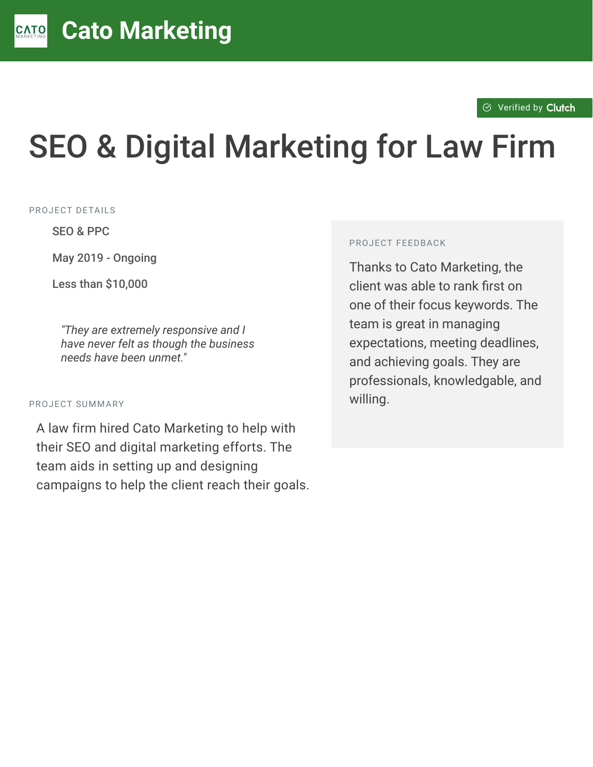# Cato Marketing

Verified by Clutch

## SEO & Digital Marketing for Law Firm

PROJECT DETAILS

- SEO & PPC
- May 2019 - Ongoing
- Less than $10,000

*"They are extremely responsive and I have never felt as though the business needs have been unmet."*

PROJECT SUMMARY

A law firm hired Cato Marketing to help with their SEO and digital marketing efforts. The team aids in setting up and designing campaigns to help the client reach their goals.

PROJECT FEEDBACK

Thanks to Cato Marketing, the client was able to rank first on one of their focus keywords. The team is great in managing expectations, meeting deadlines, and achieving goals. They are professionals, knowledgable, and willing.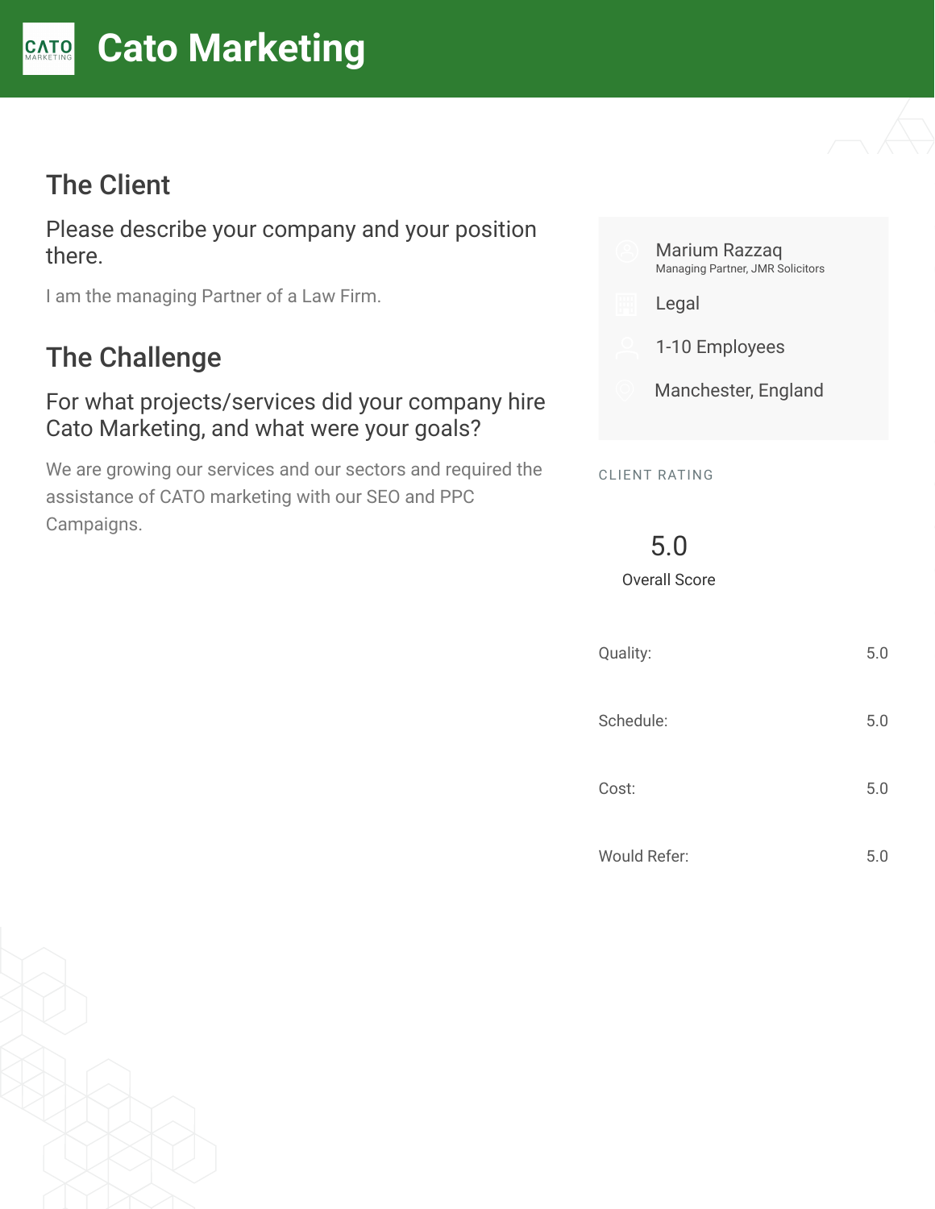# Cato Marketing

## The Client

### Please describe your company and your position there.

I am the managing Partner of a Law Firm.

## The Challenge

### For what projects/services did your company hire Cato Marketing, and what were your goals?

We are growing our services and our sectors and required the assistance of CATO marketing with our SEO and PPC Campaigns.

Marium Razzaq
Managing Partner, JMR Solicitors

Legal

1-10 Employees

Manchester, England

CLIENT RATING

5.0
Overall Score

| | |
|---|---|
| Quality: | 5.0 |
| Schedule: | 5.0 |
| Cost: | 5.0 |
| Would Refer: | 5.0 |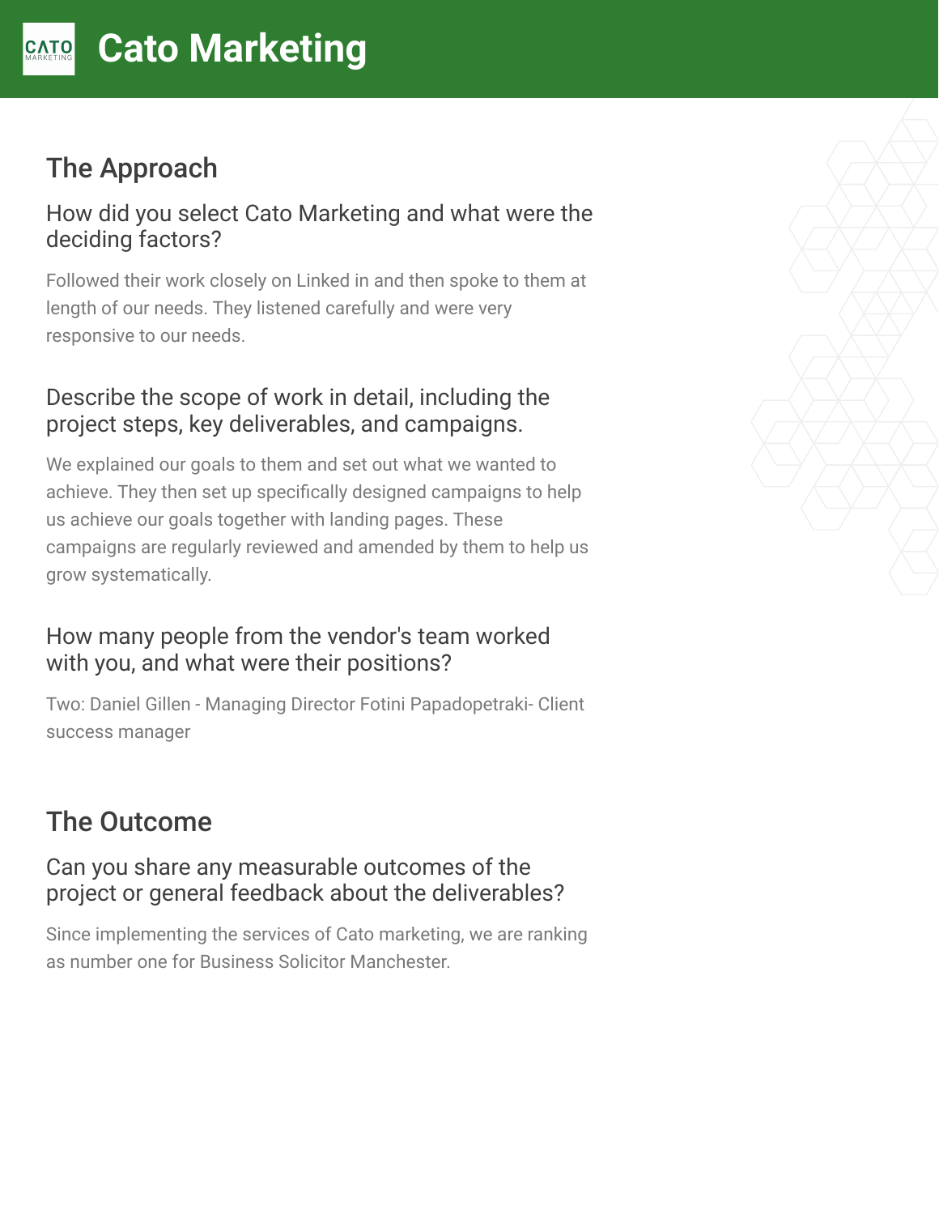# Cato Marketing

## The Approach

### How did you select Cato Marketing and what were the deciding factors?

Followed their work closely on Linked in and then spoke to them at length of our needs. They listened carefully and were very responsive to our needs.

### Describe the scope of work in detail, including the project steps, key deliverables, and campaigns.

We explained our goals to them and set out what we wanted to achieve. They then set up specifically designed campaigns to help us achieve our goals together with landing pages. These campaigns are regularly reviewed and amended by them to help us grow systematically.

### How many people from the vendor's team worked with you, and what were their positions?

Two: Daniel Gillen - Managing Director Fotini Papadopetraki- Client success manager

## The Outcome

### Can you share any measurable outcomes of the project or general feedback about the deliverables?

Since implementing the services of Cato marketing, we are ranking as number one for Business Solicitor Manchester.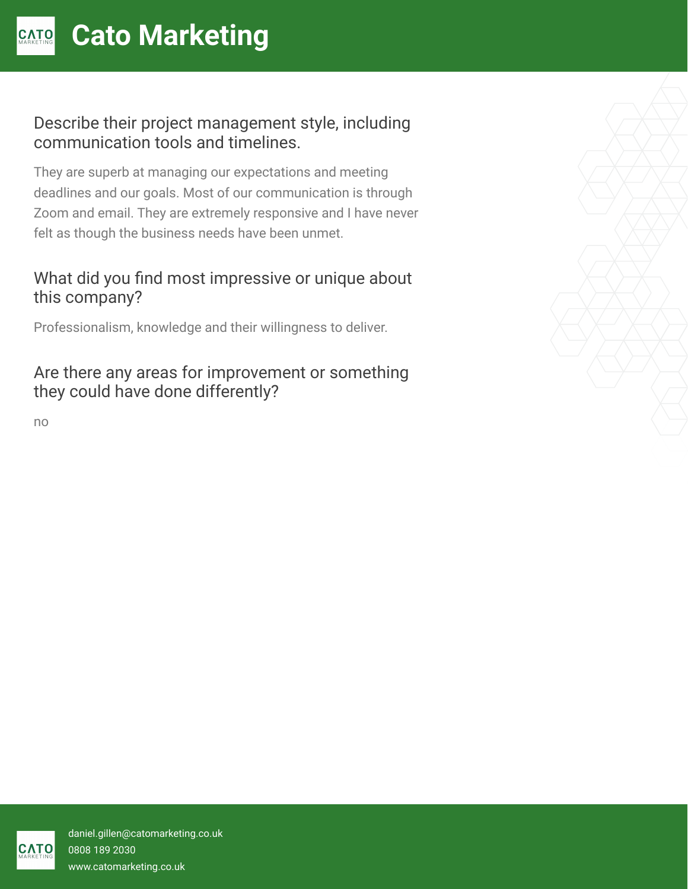## Describe their project management style, including communication tools and timelines.

They are superb at managing our expectations and meeting deadlines and our goals. Most of our communication is through Zoom and email. They are extremely responsive and I have never felt as though the business needs have been unmet.

## What did you find most impressive or unique about this company?

Professionalism, knowledge and their willingness to deliver.

## Are there any areas for improvement or something they could have done differently?

no